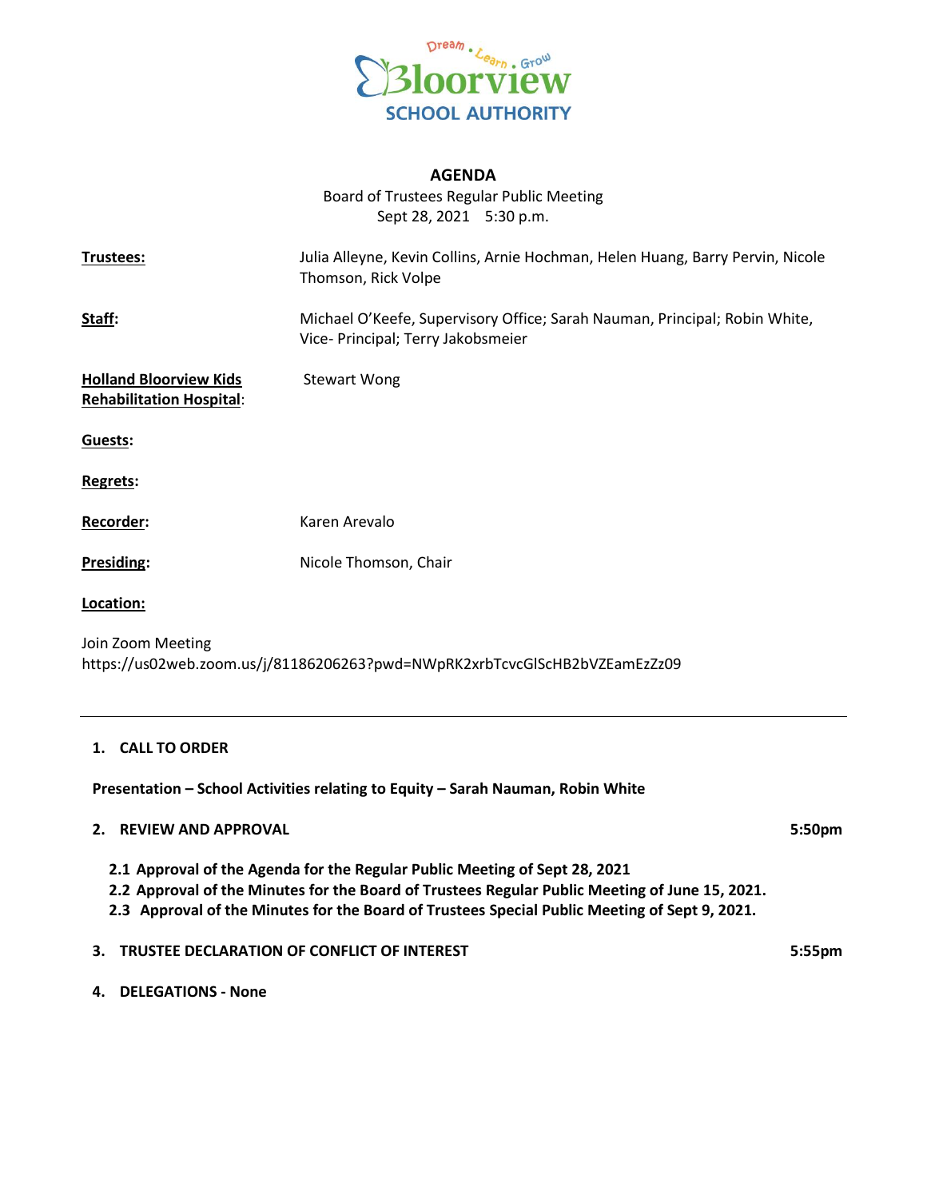Dream . Learn . Grow
Bloorview
SCHOOL AUTHORITY

# AGENDA

Board of Trustees Regular Public Meeting
Sept 28, 2021 5:30 p.m.

**Trustees:** Julia Alleyne, Kevin Collins, Arnie Hochman, Helen Huang, Barry Pervin, Nicole Thomson, Rick Volpe

**Staff:** Michael O'Keefe, Supervisory Office; Sarah Nauman, Principal; Robin White, Vice- Principal; Terry Jakobsmeier

**Holland Bloorview Kids Rehabilitation Hospital:** Stewart Wong

**Guests:**

**Regrets:**

**Recorder:** Karen Arevalo

**Presiding:** Nicole Thomson, Chair

**Location:**

Join Zoom Meeting
https://us02web.zoom.us/j/81186206263?pwd=NWpRK2xrbTcvcGlScHB2bVZEamEzZz09

---

**1. CALL TO ORDER**

**Presentation – School Activities relating to Equity – Sarah Nauman, Robin White**

**2. REVIEW AND APPROVAL** **5:50pm**

- **2.1 Approval of the Agenda for the Regular Public Meeting of Sept 28, 2021**
- **2.2 Approval of the Minutes for the Board of Trustees Regular Public Meeting of June 15, 2021.**
- **2.3 Approval of the Minutes for the Board of Trustees Special Public Meeting of Sept 9, 2021.**

**3. TRUSTEE DECLARATION OF CONFLICT OF INTEREST** **5:55pm**

**4. DELEGATIONS - None**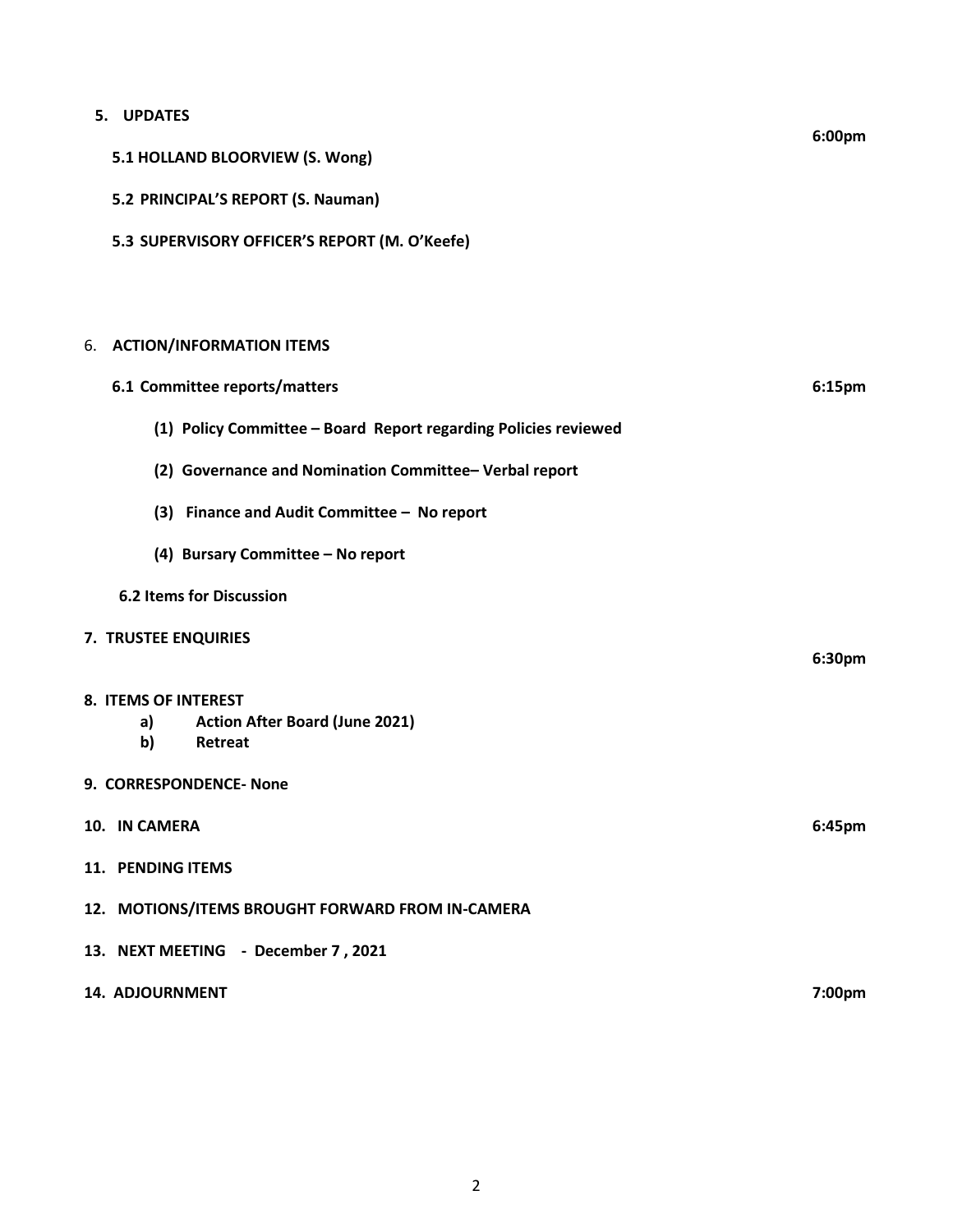**5. UPDATES** **6:00pm**

**5.1 HOLLAND BLOORVIEW (S. Wong)**

**5.2 PRINCIPAL'S REPORT (S. Nauman)**

**5.3 SUPERVISORY OFFICER'S REPORT (M. O'Keefe)**

6. **ACTION/INFORMATION ITEMS**

**6.1 Committee reports/matters** **6:15pm**

**(1) Policy Committee – Board Report regarding Policies reviewed**

**(2) Governance and Nomination Committee– Verbal report**

**(3) Finance and Audit Committee – No report**

**(4) Bursary Committee – No report**

**6.2 Items for Discussion**

**7. TRUSTEE ENQUIRIES** **6:30pm**

**8. ITEMS OF INTEREST**

**a) Action After Board (June 2021)**

**b) Retreat**

**9. CORRESPONDENCE- None**

**10. IN CAMERA** **6:45pm**

**11. PENDING ITEMS**

**12. MOTIONS/ITEMS BROUGHT FORWARD FROM IN-CAMERA**

**13. NEXT MEETING - December 7 , 2021**

**14. ADJOURNMENT** **7:00pm**